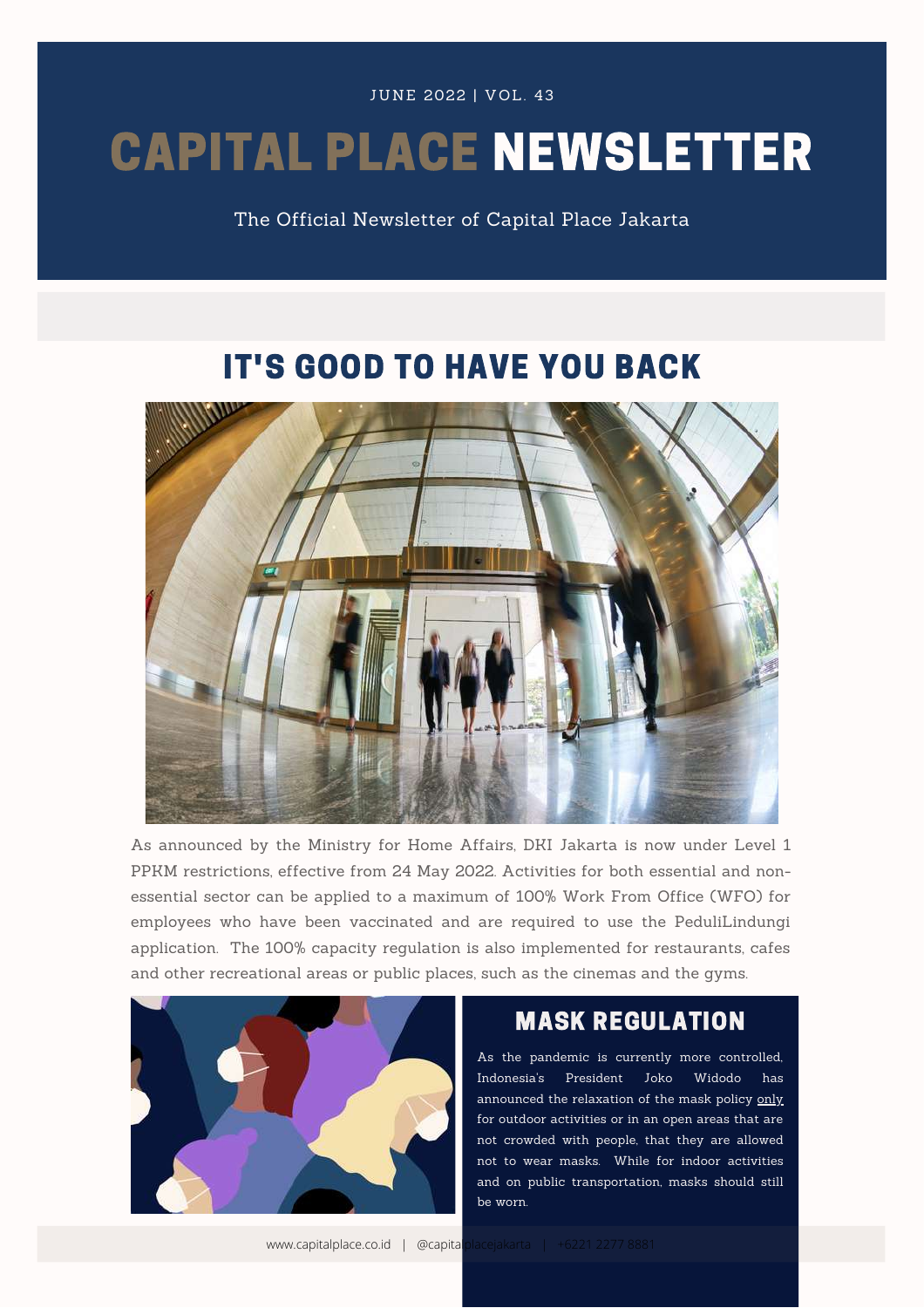JUNE 2022 | VOL. 43

# CAPITAL PLACE NEWSLETTER

The Official Newsletter of Capital Place Jakarta

## IT'S GOOD TO HAVE YOU BACK

As announced by the Ministry for Home Affairs, DKI Jakarta is now under Level 1 PPKM restrictions, effective from 24 May 2022. Activities for both essential and non-essential sector can be applied to a maximum of 100% Work From Office (WFO) for employees who have been vaccinated and are required to use the PeduliLindungi application. The 100% capacity regulation is also implemented for restaurants, cafes and other recreational areas or public places, such as the cinemas and the gyms.

## MASK REGULATION

As the pandemic is currently more controlled, Indonesia's President Joko Widodo has announced the relaxation of the mask policy only for outdoor activities or in an open areas that are not crowded with people, that they are allowed not to wear masks. While for indoor activities and on public transportation, masks should still be worn.

www.capitalplace.co.id | @capitalplacejakarta | +6221 2277 8881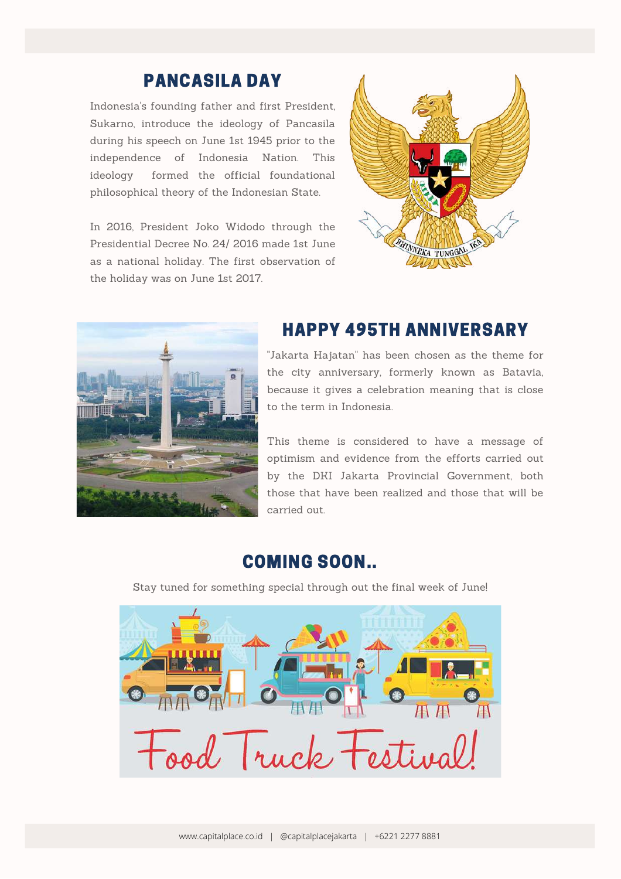## PANCASILA DAY

Indonesia's founding father and first President, Sukarno, introduce the ideology of Pancasila during his speech on June 1st 1945 prior to the independence of Indonesia Nation. This ideology formed the official foundational philosophical theory of the Indonesian State.

In 2016, President Joko Widodo through the Presidential Decree No. 24/ 2016 made 1st June as a national holiday. The first observation of the holiday was on June 1st 2017.

## HAPPY 495TH ANNIVERSARY

"Jakarta Hajatan" has been chosen as the theme for the city anniversary, formerly known as Batavia, because it gives a celebration meaning that is close to the term in Indonesia.

This theme is considered to have a message of optimism and evidence from the efforts carried out by the DKI Jakarta Provincial Government, both those that have been realized and those that will be carried out.

## COMING SOON..

Stay tuned for something special through out the final week of June!

Food Truck Festival!

www.capitalplace.co.id | @capitalplacejakarta | +6221 2277 8881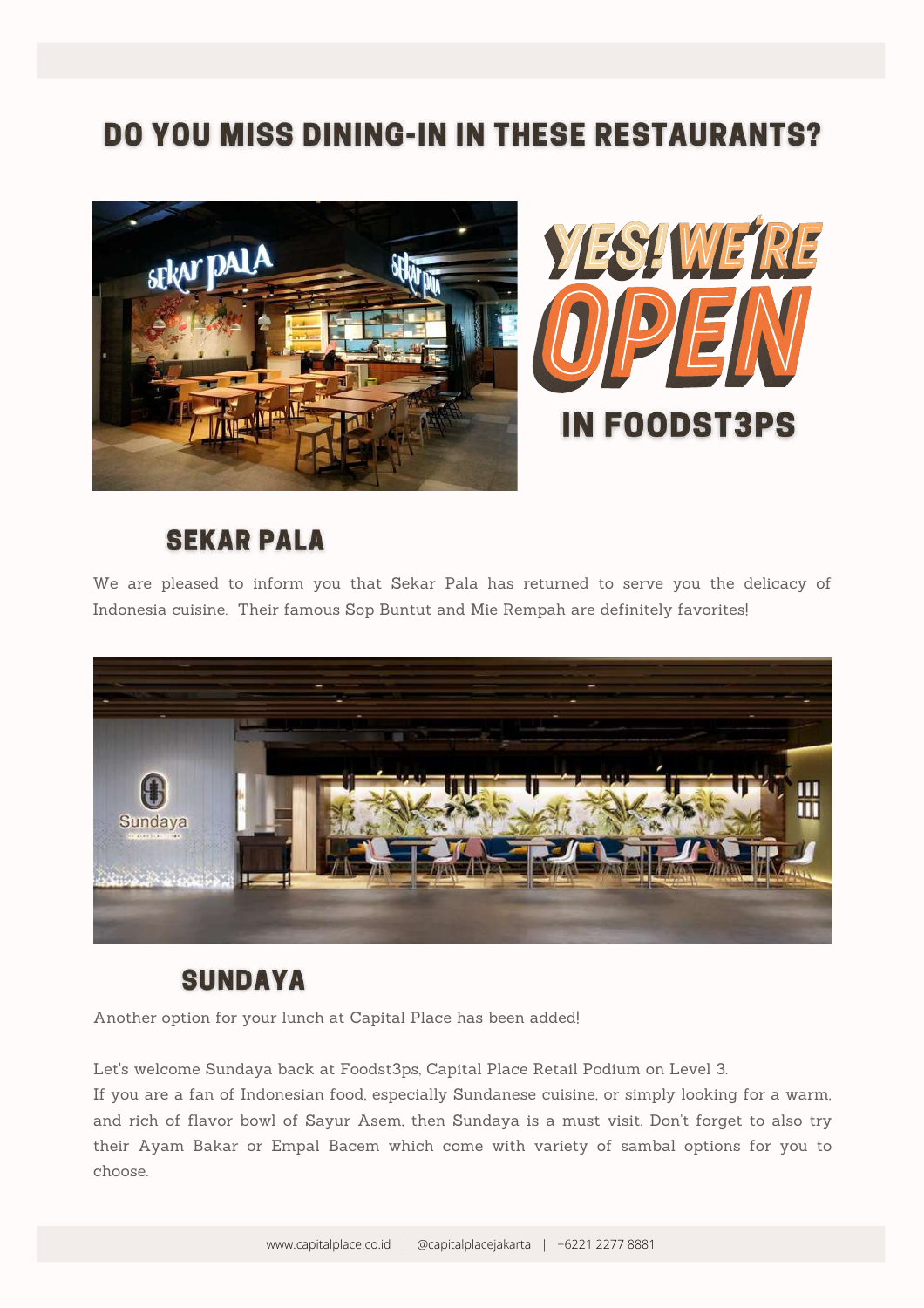# DO YOU MISS DINING-IN IN THESE RESTAURANTS?

YES! WE'RE OPEN

IN FOODST3PS

## SEKAR PALA

We are pleased to inform you that Sekar Pala has returned to serve you the delicacy of Indonesia cuisine. Their famous Sop Buntut and Mie Rempah are definitely favorites!

## SUNDAYA

Another option for your lunch at Capital Place has been added!

Let's welcome Sundaya back at Foodst3ps, Capital Place Retail Podium on Level 3.
If you are a fan of Indonesian food, especially Sundanese cuisine, or simply looking for a warm, and rich of flavor bowl of Sayur Asem, then Sundaya is a must visit. Don't forget to also try their Ayam Bakar or Empal Bacem which come with variety of sambal options for you to choose.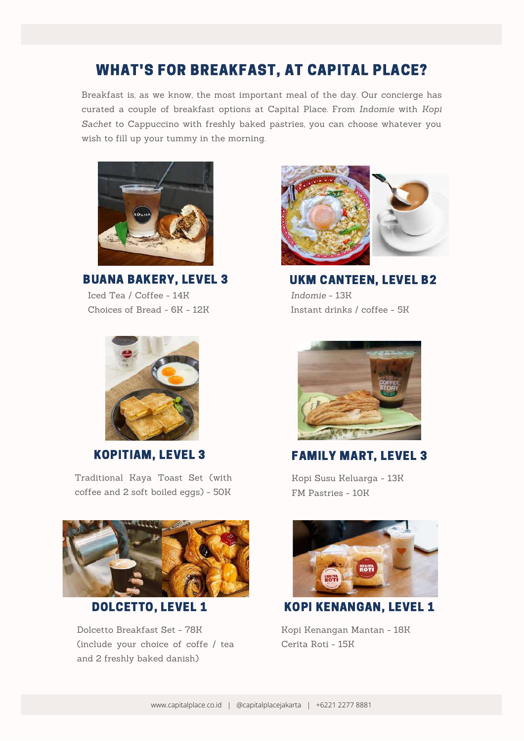# WHAT'S FOR BREAKFAST, AT CAPITAL PLACE?

Breakfast is, as we know, the most important meal of the day. Our concierge has curated a couple of breakfast options at Capital Place. From *Indomie* with *Kopi Sachet* to Cappuccino with freshly baked pastries, you can choose whatever you wish to fill up your tummy in the morning.

## BUANA BAKERY, LEVEL 3

Iced Tea / Coffee - 14K
Choices of Bread - 6K - 12K

## UKM CANTEEN, LEVEL B2

*Indomie* - 13K
Instant drinks / coffee - 5K

## KOPITIAM, LEVEL 3

Traditional Kaya Toast Set (with coffee and 2 soft boiled eggs) - 50K

## FAMILY MART, LEVEL 3

Kopi Susu Keluarga - 13K
FM Pastries - 10K

## DOLCETTO, LEVEL 1

Dolcetto Breakfast Set - 78K (include your choice of coffe / tea and 2 freshly baked danish)

## KOPI KENANGAN, LEVEL 1

Kopi Kenangan Mantan - 18K
Cerita Roti - 15K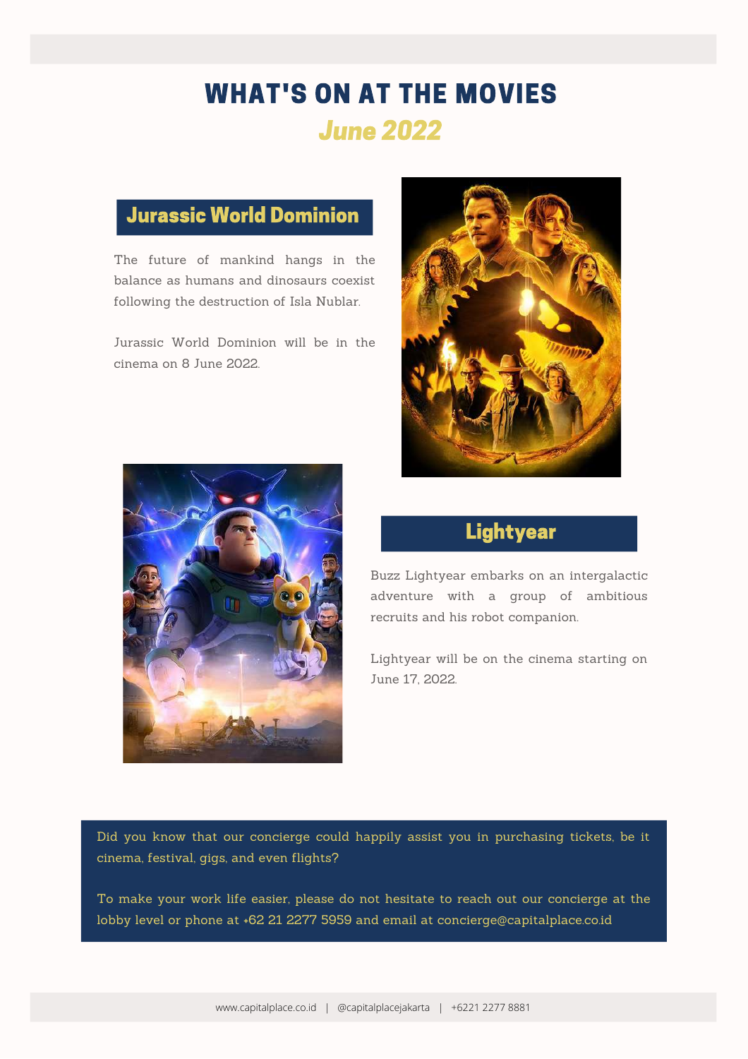# WHAT'S ON AT THE MOVIES

## *June 2022*

### Jurassic World Dominion

The future of mankind hangs in the balance as humans and dinosaurs coexist following the destruction of Isla Nublar.

Jurassic World Dominion will be in the cinema on 8 June 2022.

### Lightyear

Buzz Lightyear embarks on an intergalactic adventure with a group of ambitious recruits and his robot companion.

Lightyear will be on the cinema starting on June 17, 2022.

Did you know that our concierge could happily assist you in purchasing tickets, be it cinema, festival, gigs, and even flights?

To make your work life easier, please do not hesitate to reach out our concierge at the lobby level or phone at +62 21 2277 5959 and email at concierge@capitalplace.co.id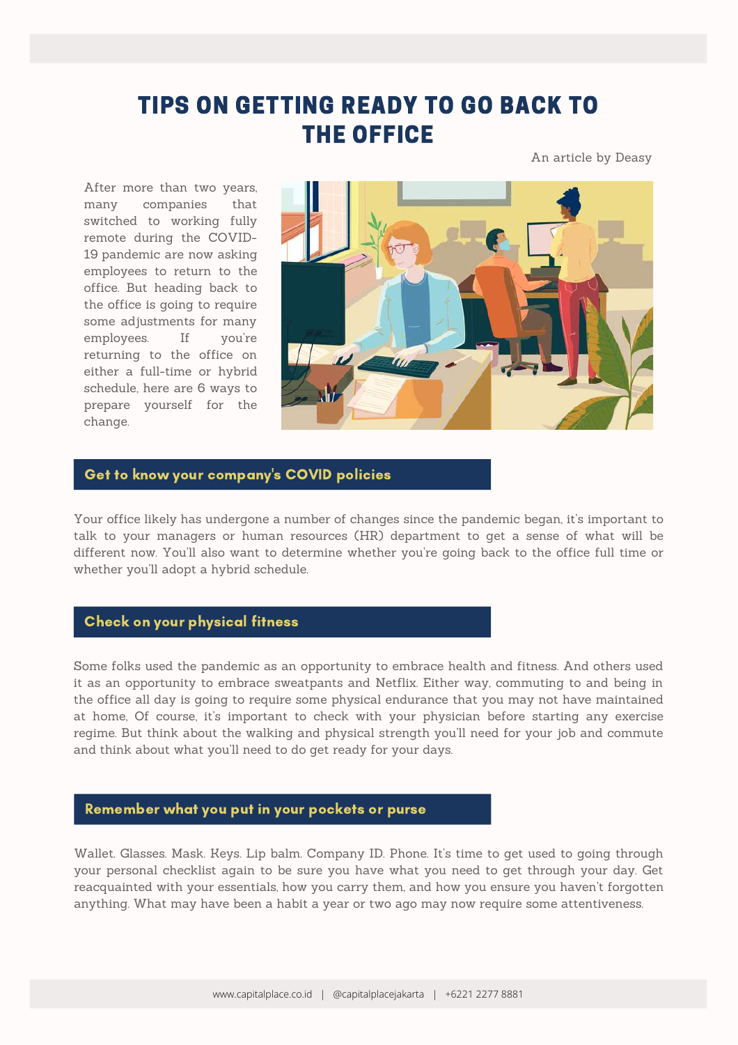# TIPS ON GETTING READY TO GO BACK TO THE OFFICE

An article by Deasy

After more than two years, many companies that switched to working fully remote during the COVID-19 pandemic are now asking employees to return to the office. But heading back to the office is going to require some adjustments for many employees. If you're returning to the office on either a full-time or hybrid schedule, here are 6 ways to prepare yourself for the change.

## Get to know your company's COVID policies

Your office likely has undergone a number of changes since the pandemic began, it's important to talk to your managers or human resources (HR) department to get a sense of what will be different now. You'll also want to determine whether you're going back to the office full time or whether you'll adopt a hybrid schedule.

## Check on your physical fitness

Some folks used the pandemic as an opportunity to embrace health and fitness. And others used it as an opportunity to embrace sweatpants and Netflix. Either way, commuting to and being in the office all day is going to require some physical endurance that you may not have maintained at home, Of course, it's important to check with your physician before starting any exercise regime. But think about the walking and physical strength you'll need for your job and commute and think about what you'll need to do get ready for your days.

## Remember what you put in your pockets or purse

Wallet. Glasses. Mask. Keys. Lip balm. Company ID. Phone. It's time to get used to going through your personal checklist again to be sure you have what you need to get through your day. Get reacquainted with your essentials, how you carry them, and how you ensure you haven't forgotten anything. What may have been a habit a year or two ago may now require some attentiveness.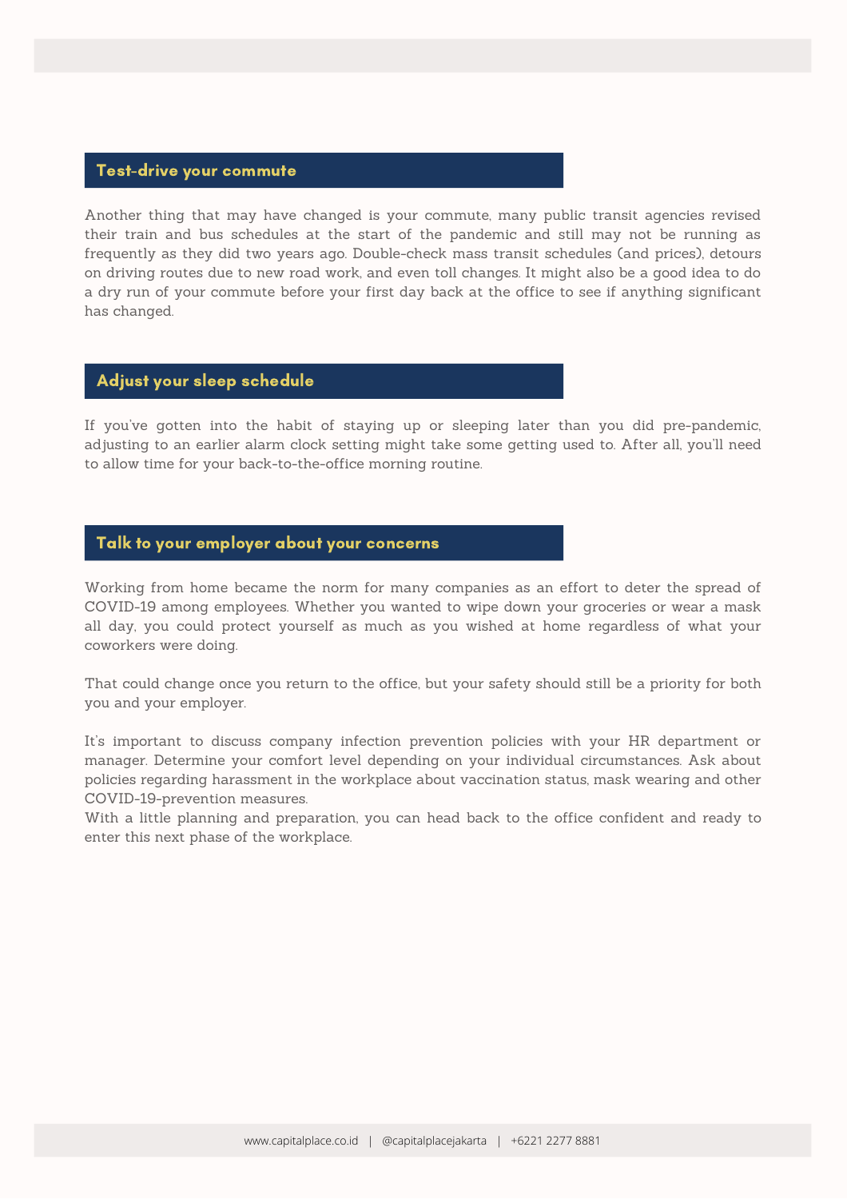## Test-drive your commute

Another thing that may have changed is your commute, many public transit agencies revised their train and bus schedules at the start of the pandemic and still may not be running as frequently as they did two years ago. Double-check mass transit schedules (and prices), detours on driving routes due to new road work, and even toll changes. It might also be a good idea to do a dry run of your commute before your first day back at the office to see if anything significant has changed.

## Adjust your sleep schedule

If you've gotten into the habit of staying up or sleeping later than you did pre-pandemic, adjusting to an earlier alarm clock setting might take some getting used to. After all, you'll need to allow time for your back-to-the-office morning routine.

## Talk to your employer about your concerns

Working from home became the norm for many companies as an effort to deter the spread of COVID-19 among employees. Whether you wanted to wipe down your groceries or wear a mask all day, you could protect yourself as much as you wished at home regardless of what your coworkers were doing.

That could change once you return to the office, but your safety should still be a priority for both you and your employer.

It's important to discuss company infection prevention policies with your HR department or manager. Determine your comfort level depending on your individual circumstances. Ask about policies regarding harassment in the workplace about vaccination status, mask wearing and other COVID-19-prevention measures.
With a little planning and preparation, you can head back to the office confident and ready to enter this next phase of the workplace.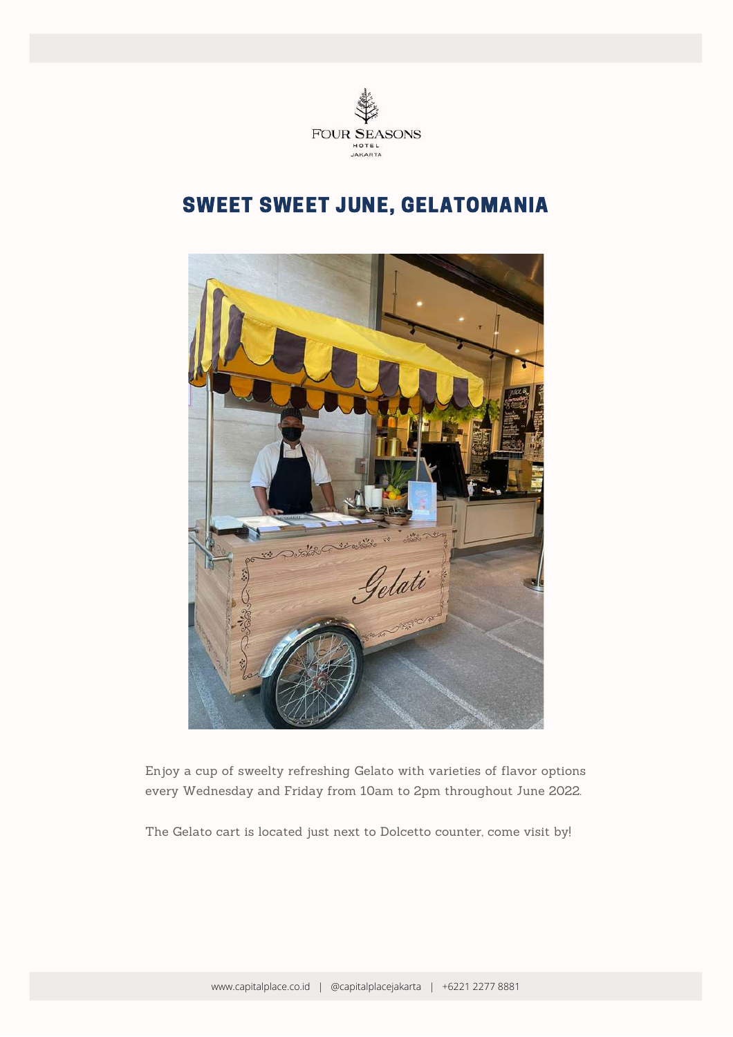FOUR SEASONS
HOTEL
JAKARTA

# SWEET SWEET JUNE, GELATOMANIA

Enjoy a cup of sweelty refreshing Gelato with varieties of flavor options every Wednesday and Friday from 10am to 2pm throughout June 2022.

The Gelato cart is located just next to Dolcetto counter, come visit by!

www.capitalplace.co.id | @capitalplacejakarta | +6221 2277 8881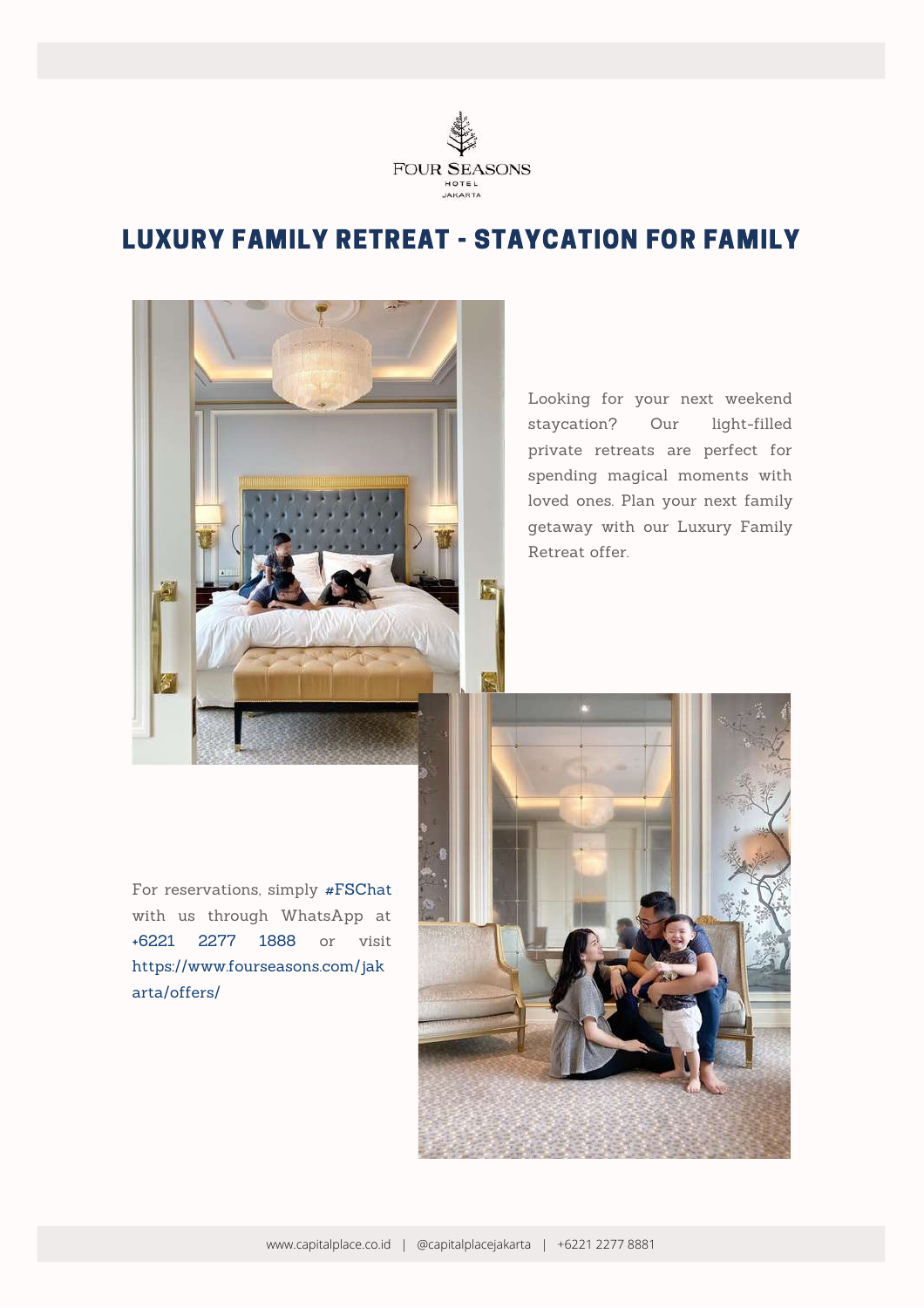FOUR SEASONS
HOTEL
JAKARTA

# LUXURY FAMILY RETREAT - STAYCATION FOR FAMILY

Looking for your next weekend staycation? Our light-filled private retreats are perfect for spending magical moments with loved ones. Plan your next family getaway with our Luxury Family Retreat offer.

For reservations, simply #FSChat with us through WhatsApp at +6221 2277 1888 or visit https://www.fourseasons.com/jakarta/offers/